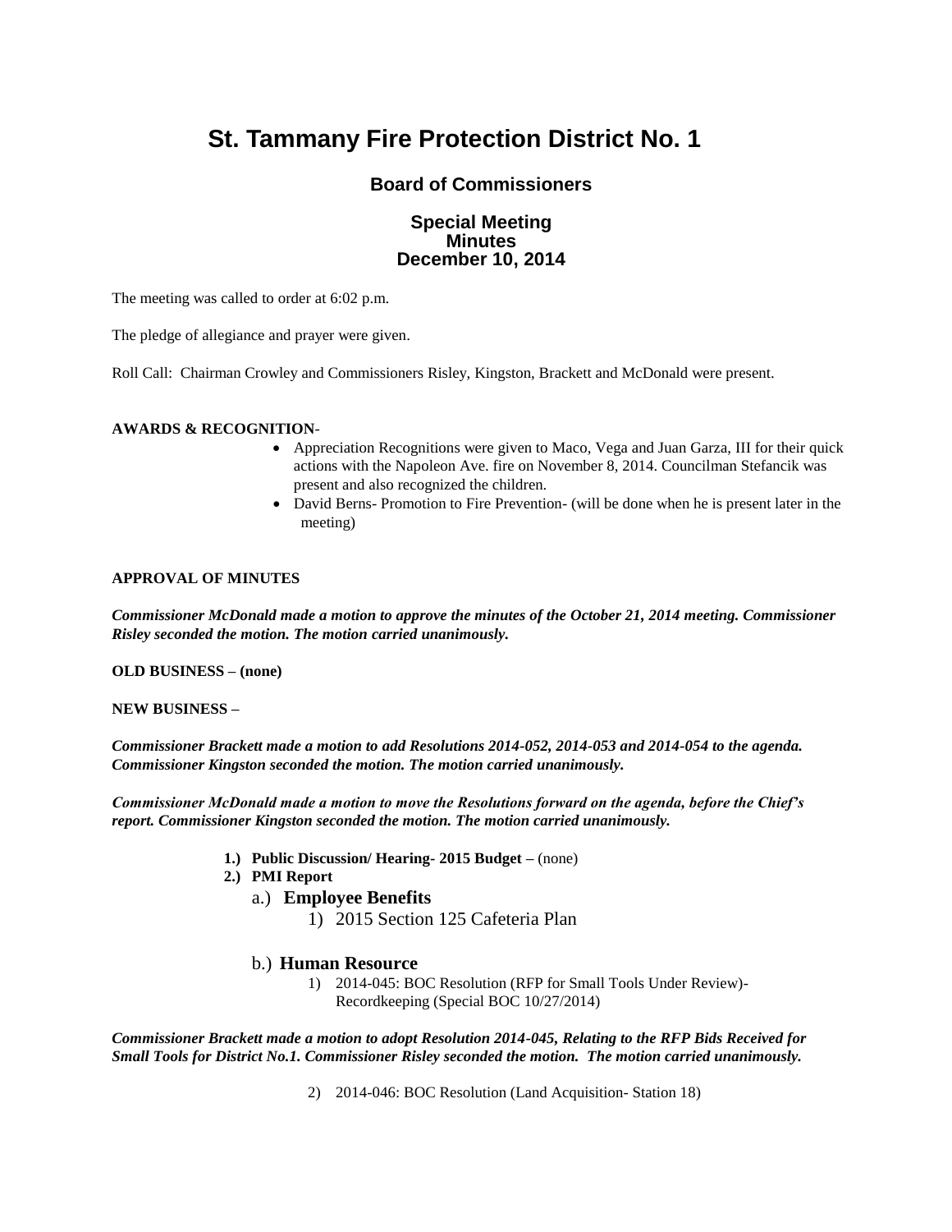# St. Tammany Fire Protection District No. 1

## Board of Commissioners

### Special Meeting
### Minutes
### December 10, 2014

The meeting was called to order at 6:02 p.m.

The pledge of allegiance and prayer were given.

Roll Call: Chairman Crowley and Commissioners Risley, Kingston, Brackett and McDonald were present.

**AWARDS & RECOGNITION**-

- Appreciation Recognitions were given to Maco, Vega and Juan Garza, III for their quick actions with the Napoleon Ave. fire on November 8, 2014. Councilman Stefancik was present and also recognized the children.
- David Berns- Promotion to Fire Prevention- (will be done when he is present later in the meeting)

**APPROVAL OF MINUTES**

***Commissioner McDonald made a motion to approve the minutes of the October 21, 2014 meeting. Commissioner Risley seconded the motion. The motion carried unanimously.***

**OLD BUSINESS – (none)**

**NEW BUSINESS –**

***Commissioner Brackett made a motion to add Resolutions 2014-052, 2014-053 and 2014-054 to the agenda. Commissioner Kingston seconded the motion. The motion carried unanimously.***

***Commissioner McDonald made a motion to move the Resolutions forward on the agenda, before the Chief's report. Commissioner Kingston seconded the motion. The motion carried unanimously.***

1.) **Public Discussion/ Hearing- 2015 Budget –** (none)
2.) **PMI Report**
    a.) **Employee Benefits**
        1) 2015 Section 125 Cafeteria Plan

    b.) **Human Resource**
        1) 2014-045: BOC Resolution (RFP for Small Tools Under Review)- Recordkeeping (Special BOC 10/27/2014)

***Commissioner Brackett made a motion to adopt Resolution 2014-045, Relating to the RFP Bids Received for Small Tools for District No.1. Commissioner Risley seconded the motion. The motion carried unanimously.***

        2) 2014-046: BOC Resolution (Land Acquisition- Station 18)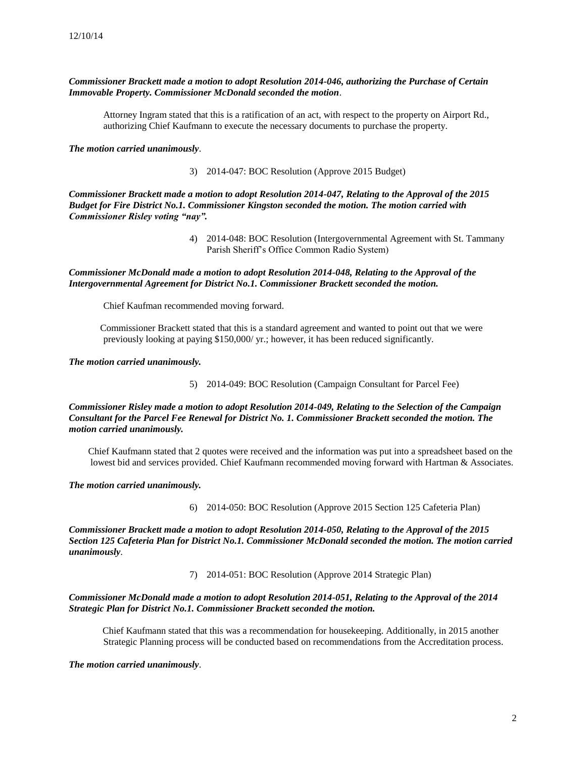*Commissioner Brackett made a motion to adopt Resolution 2014-046, authorizing the Purchase of Certain Immovable Property. Commissioner McDonald seconded the motion*.

Attorney Ingram stated that this is a ratification of an act, with respect to the property on Airport Rd., authorizing Chief Kaufmann to execute the necessary documents to purchase the property.

*The motion carried unanimously*.

3) 2014-047: BOC Resolution (Approve 2015 Budget)

***Commissioner Brackett made a motion to adopt Resolution 2014-047, Relating to the Approval of the 2015 Budget for Fire District No.1. Commissioner Kingston seconded the motion. The motion carried with Commissioner Risley voting "nay".***

4) 2014-048: BOC Resolution (Intergovernmental Agreement with St. Tammany Parish Sheriff's Office Common Radio System)

***Commissioner McDonald made a motion to adopt Resolution 2014-048, Relating to the Approval of the Intergovernmental Agreement for District No.1. Commissioner Brackett seconded the motion.***

Chief Kaufman recommended moving forward.

Commissioner Brackett stated that this is a standard agreement and wanted to point out that we were previously looking at paying $150,000/ yr.; however, it has been reduced significantly.

***The motion carried unanimously.***

5) 2014-049: BOC Resolution (Campaign Consultant for Parcel Fee)

***Commissioner Risley made a motion to adopt Resolution 2014-049, Relating to the Selection of the Campaign Consultant for the Parcel Fee Renewal for District No. 1. Commissioner Brackett seconded the motion. The motion carried unanimously.***

Chief Kaufmann stated that 2 quotes were received and the information was put into a spreadsheet based on the lowest bid and services provided. Chief Kaufmann recommended moving forward with Hartman & Associates.

***The motion carried unanimously.***

6) 2014-050: BOC Resolution (Approve 2015 Section 125 Cafeteria Plan)

***Commissioner Brackett made a motion to adopt Resolution 2014-050, Relating to the Approval of the 2015 Section 125 Cafeteria Plan for District No.1. Commissioner McDonald seconded the motion. The motion carried unanimously***.

7) 2014-051: BOC Resolution (Approve 2014 Strategic Plan)

***Commissioner McDonald made a motion to adopt Resolution 2014-051, Relating to the Approval of the 2014 Strategic Plan for District No.1. Commissioner Brackett seconded the motion.***

Chief Kaufmann stated that this was a recommendation for housekeeping. Additionally, in 2015 another Strategic Planning process will be conducted based on recommendations from the Accreditation process.

*The motion carried unanimously*.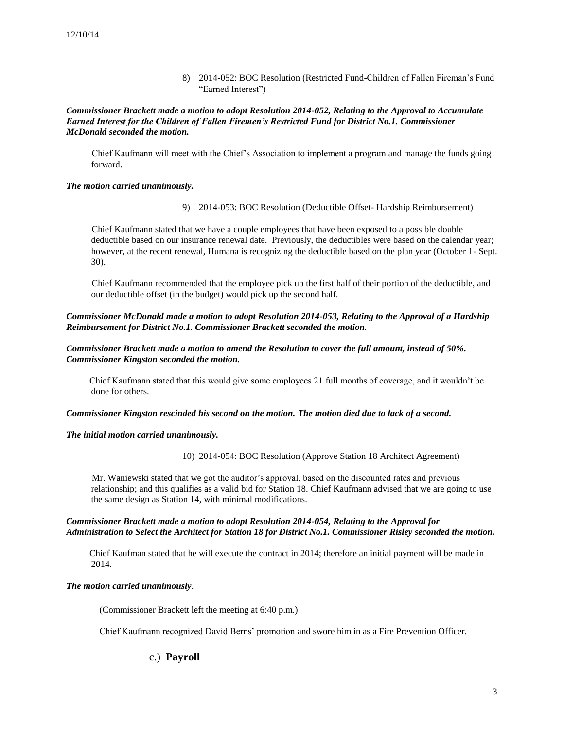8) 2014-052: BOC Resolution (Restricted Fund-Children of Fallen Fireman's Fund "Earned Interest")

***Commissioner Brackett made a motion to adopt Resolution 2014-052, Relating to the Approval to Accumulate Earned Interest for the Children of Fallen Firemen's Restricted Fund for District No.1. Commissioner McDonald seconded the motion.***

Chief Kaufmann will meet with the Chief's Association to implement a program and manage the funds going forward.

***The motion carried unanimously.***

9) 2014-053: BOC Resolution (Deductible Offset- Hardship Reimbursement)

Chief Kaufmann stated that we have a couple employees that have been exposed to a possible double deductible based on our insurance renewal date. Previously, the deductibles were based on the calendar year; however, at the recent renewal, Humana is recognizing the deductible based on the plan year (October 1- Sept. 30).

Chief Kaufmann recommended that the employee pick up the first half of their portion of the deductible, and our deductible offset (in the budget) would pick up the second half.

***Commissioner McDonald made a motion to adopt Resolution 2014-053, Relating to the Approval of a Hardship Reimbursement for District No.1. Commissioner Brackett seconded the motion.***

***Commissioner Brackett made a motion to amend the Resolution to cover the full amount, instead of 50%. Commissioner Kingston seconded the motion.***

Chief Kaufmann stated that this would give some employees 21 full months of coverage, and it wouldn't be done for others.

***Commissioner Kingston rescinded his second on the motion. The motion died due to lack of a second.***

***The initial motion carried unanimously.***

10) 2014-054: BOC Resolution (Approve Station 18 Architect Agreement)

Mr. Waniewski stated that we got the auditor's approval, based on the discounted rates and previous relationship; and this qualifies as a valid bid for Station 18. Chief Kaufmann advised that we are going to use the same design as Station 14, with minimal modifications.

***Commissioner Brackett made a motion to adopt Resolution 2014-054, Relating to the Approval for Administration to Select the Architect for Station 18 for District No.1. Commissioner Risley seconded the motion.***

Chief Kaufman stated that he will execute the contract in 2014; therefore an initial payment will be made in 2014.

***The motion carried unanimously***.

(Commissioner Brackett left the meeting at 6:40 p.m.)

Chief Kaufmann recognized David Berns' promotion and swore him in as a Fire Prevention Officer.

## c.) **Payroll**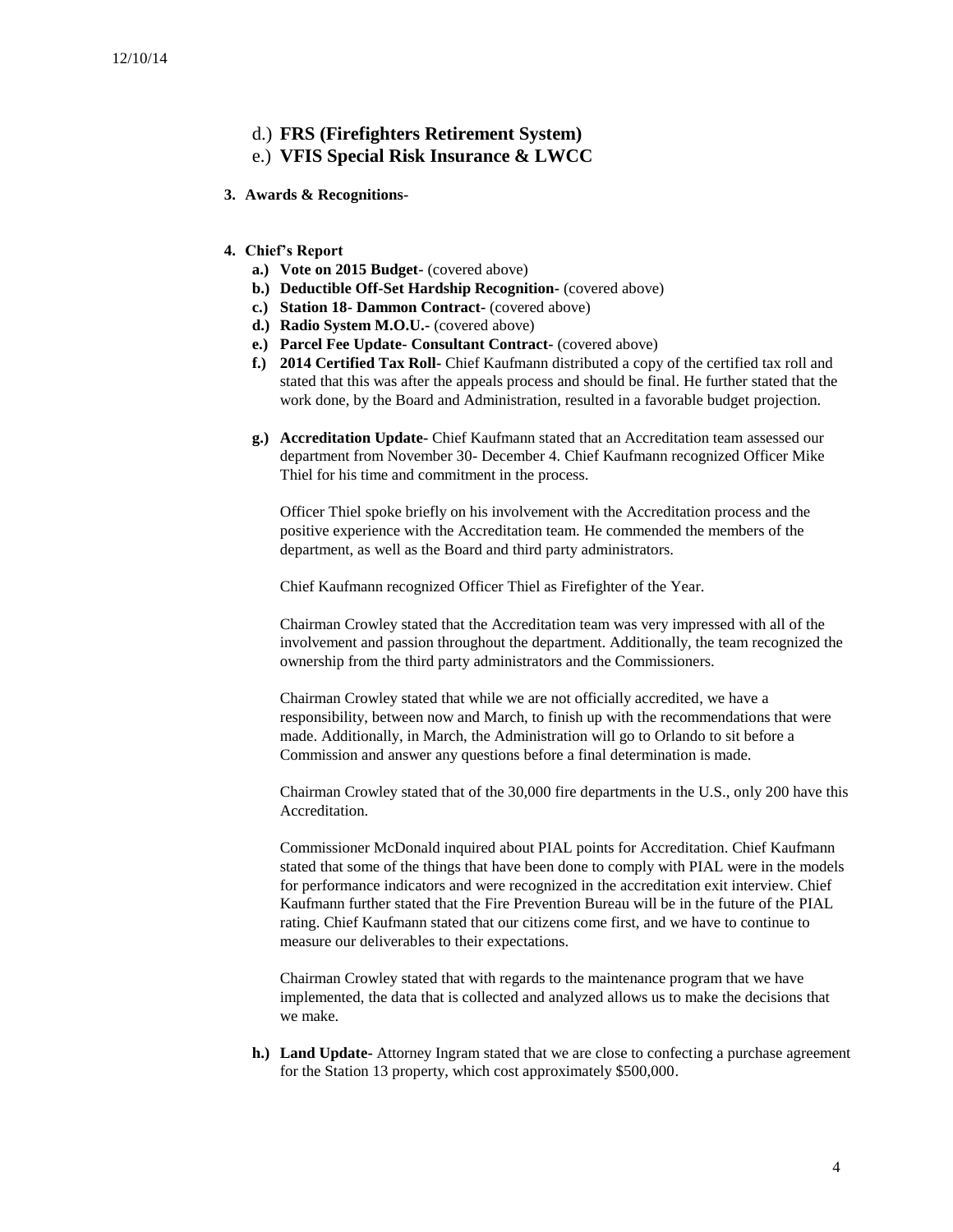d.) **FRS (Firefighters Retirement System)**

e.) **VFIS Special Risk Insurance & LWCC**

**3. Awards & Recognitions-**

**4. Chief's Report**

- **a.) Vote on 2015 Budget-** (covered above)
- **b.) Deductible Off-Set Hardship Recognition-** (covered above)
- **c.) Station 18- Dammon Contract-** (covered above)
- **d.) Radio System M.O.U.-** (covered above)
- **e.) Parcel Fee Update- Consultant Contract-** (covered above)
- **f.) 2014 Certified Tax Roll-** Chief Kaufmann distributed a copy of the certified tax roll and stated that this was after the appeals process and should be final. He further stated that the work done, by the Board and Administration, resulted in a favorable budget projection.

- **g.) Accreditation Update-** Chief Kaufmann stated that an Accreditation team assessed our department from November 30- December 4. Chief Kaufmann recognized Officer Mike Thiel for his time and commitment in the process.

  Officer Thiel spoke briefly on his involvement with the Accreditation process and the positive experience with the Accreditation team. He commended the members of the department, as well as the Board and third party administrators.

  Chief Kaufmann recognized Officer Thiel as Firefighter of the Year.

  Chairman Crowley stated that the Accreditation team was very impressed with all of the involvement and passion throughout the department. Additionally, the team recognized the ownership from the third party administrators and the Commissioners.

  Chairman Crowley stated that while we are not officially accredited, we have a responsibility, between now and March, to finish up with the recommendations that were made. Additionally, in March, the Administration will go to Orlando to sit before a Commission and answer any questions before a final determination is made.

  Chairman Crowley stated that of the 30,000 fire departments in the U.S., only 200 have this Accreditation.

  Commissioner McDonald inquired about PIAL points for Accreditation. Chief Kaufmann stated that some of the things that have been done to comply with PIAL were in the models for performance indicators and were recognized in the accreditation exit interview. Chief Kaufmann further stated that the Fire Prevention Bureau will be in the future of the PIAL rating. Chief Kaufmann stated that our citizens come first, and we have to continue to measure our deliverables to their expectations.

  Chairman Crowley stated that with regards to the maintenance program that we have implemented, the data that is collected and analyzed allows us to make the decisions that we make.

- **h.) Land Update-** Attorney Ingram stated that we are close to confecting a purchase agreement for the Station 13 property, which cost approximately $500,000.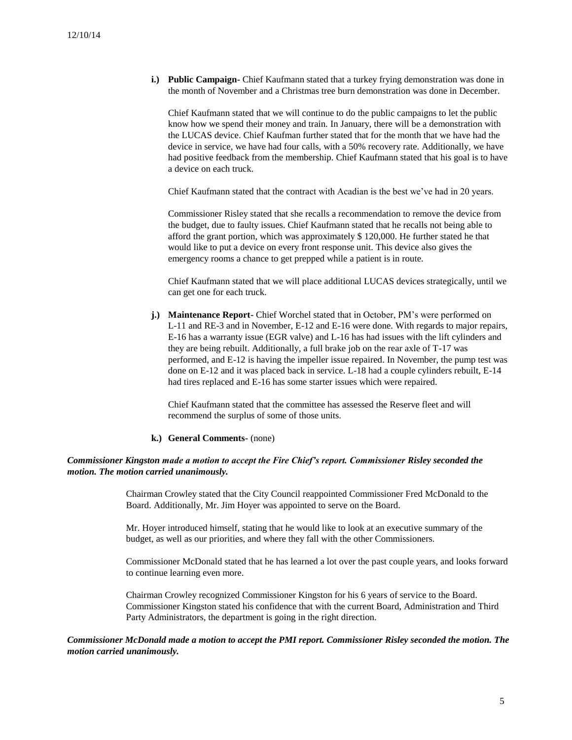**i.) Public Campaign-** Chief Kaufmann stated that a turkey frying demonstration was done in the month of November and a Christmas tree burn demonstration was done in December.

Chief Kaufmann stated that we will continue to do the public campaigns to let the public know how we spend their money and train. In January, there will be a demonstration with the LUCAS device. Chief Kaufman further stated that for the month that we have had the device in service, we have had four calls, with a 50% recovery rate. Additionally, we have had positive feedback from the membership. Chief Kaufmann stated that his goal is to have a device on each truck.

Chief Kaufmann stated that the contract with Acadian is the best we've had in 20 years.

Commissioner Risley stated that she recalls a recommendation to remove the device from the budget, due to faulty issues. Chief Kaufmann stated that he recalls not being able to afford the grant portion, which was approximately $ 120,000. He further stated he that would like to put a device on every front response unit. This device also gives the emergency rooms a chance to get prepped while a patient is in route.

Chief Kaufmann stated that we will place additional LUCAS devices strategically, until we can get one for each truck.

**j.) Maintenance Report-** Chief Worchel stated that in October, PM's were performed on L-11 and RE-3 and in November, E-12 and E-16 were done. With regards to major repairs, E-16 has a warranty issue (EGR valve) and L-16 has had issues with the lift cylinders and they are being rebuilt. Additionally, a full brake job on the rear axle of T-17 was performed, and E-12 is having the impeller issue repaired. In November, the pump test was done on E-12 and it was placed back in service. L-18 had a couple cylinders rebuilt, E-14 had tires replaced and E-16 has some starter issues which were repaired.

Chief Kaufmann stated that the committee has assessed the Reserve fleet and will recommend the surplus of some of those units.

**k.) General Comments-** (none)

***Commissioner Kingston made a motion to accept the Fire Chief's report. Commissioner Risley seconded the motion. The motion carried unanimously.***

Chairman Crowley stated that the City Council reappointed Commissioner Fred McDonald to the Board. Additionally, Mr. Jim Hoyer was appointed to serve on the Board.

Mr. Hoyer introduced himself, stating that he would like to look at an executive summary of the budget, as well as our priorities, and where they fall with the other Commissioners.

Commissioner McDonald stated that he has learned a lot over the past couple years, and looks forward to continue learning even more.

Chairman Crowley recognized Commissioner Kingston for his 6 years of service to the Board. Commissioner Kingston stated his confidence that with the current Board, Administration and Third Party Administrators, the department is going in the right direction.

***Commissioner McDonald made a motion to accept the PMI report. Commissioner Risley seconded the motion. The motion carried unanimously.***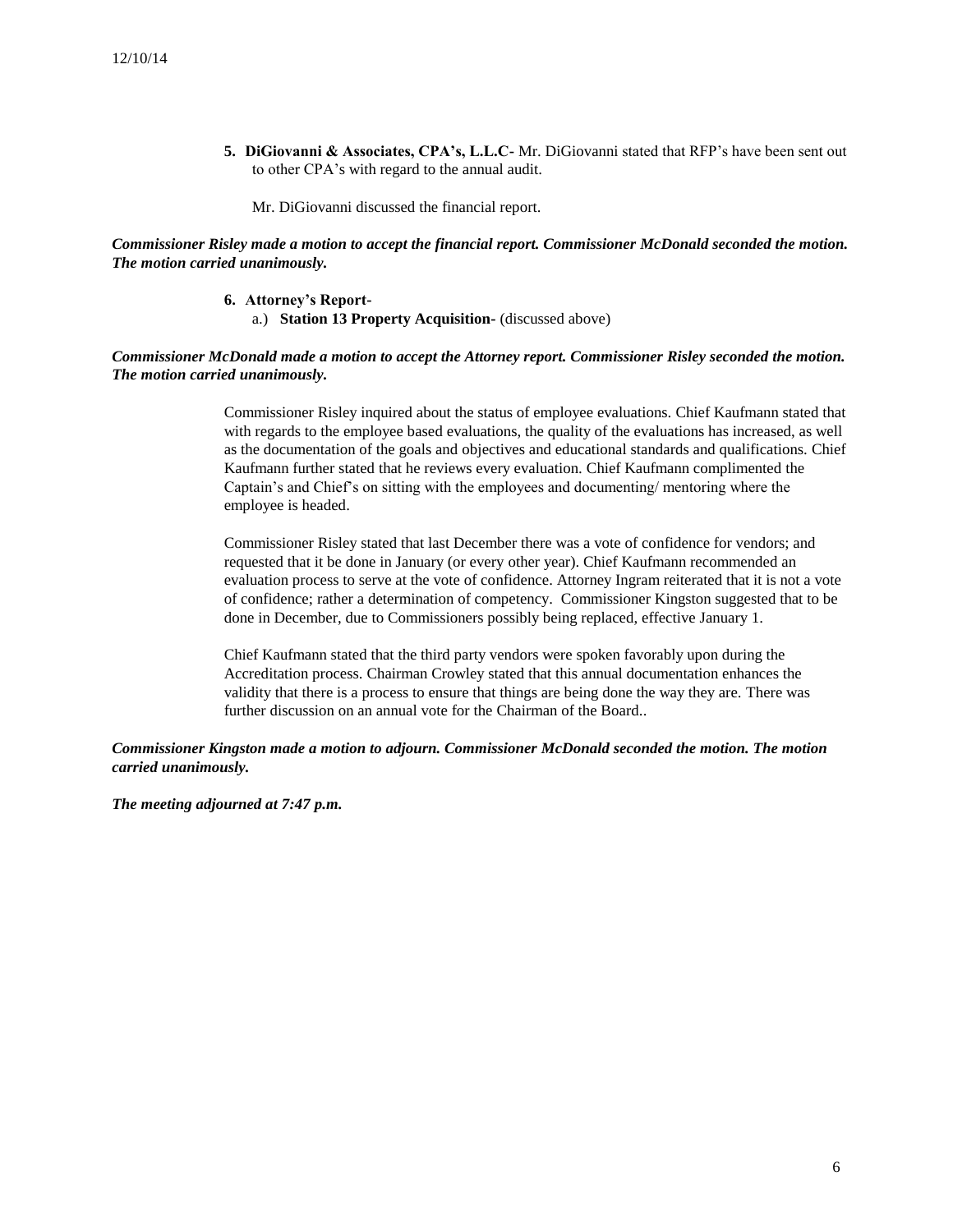12/10/14

5. **DiGiovanni & Associates, CPA's, L.L.C-** Mr. DiGiovanni stated that RFP's have been sent out to other CPA's with regard to the annual audit.

   Mr. DiGiovanni discussed the financial report.

***Commissioner Risley made a motion to accept the financial report. Commissioner McDonald seconded the motion. The motion carried unanimously.***

6. **Attorney's Report-**
   a.) **Station 13 Property Acquisition-** (discussed above)

***Commissioner McDonald made a motion to accept the Attorney report. Commissioner Risley seconded the motion. The motion carried unanimously.***

Commissioner Risley inquired about the status of employee evaluations. Chief Kaufmann stated that with regards to the employee based evaluations, the quality of the evaluations has increased, as well as the documentation of the goals and objectives and educational standards and qualifications. Chief Kaufmann further stated that he reviews every evaluation. Chief Kaufmann complimented the Captain's and Chief's on sitting with the employees and documenting/ mentoring where the employee is headed.

Commissioner Risley stated that last December there was a vote of confidence for vendors; and requested that it be done in January (or every other year). Chief Kaufmann recommended an evaluation process to serve at the vote of confidence. Attorney Ingram reiterated that it is not a vote of confidence; rather a determination of competency. Commissioner Kingston suggested that to be done in December, due to Commissioners possibly being replaced, effective January 1.

Chief Kaufmann stated that the third party vendors were spoken favorably upon during the Accreditation process. Chairman Crowley stated that this annual documentation enhances the validity that there is a process to ensure that things are being done the way they are. There was further discussion on an annual vote for the Chairman of the Board..

***Commissioner Kingston made a motion to adjourn. Commissioner McDonald seconded the motion. The motion carried unanimously.***

***The meeting adjourned at 7:47 p.m.***